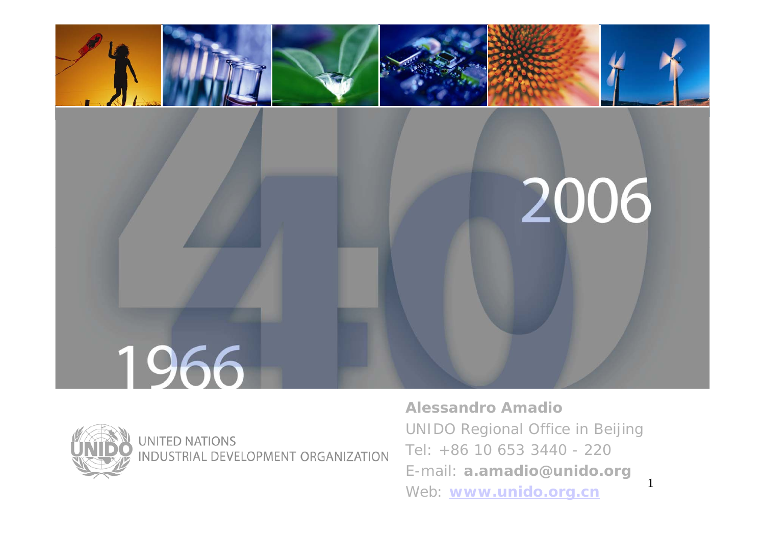1966

2006

UNITED NATIONS
INDUSTRIAL DEVELOPMENT ORGANIZATION

**Alessandro Amadio**

UNIDO Regional Office in Beijing

Tel: +86 10 653 3440 - 220

E-mail: **a.amadio@unido.org**

Web: **www.unido.org.cn**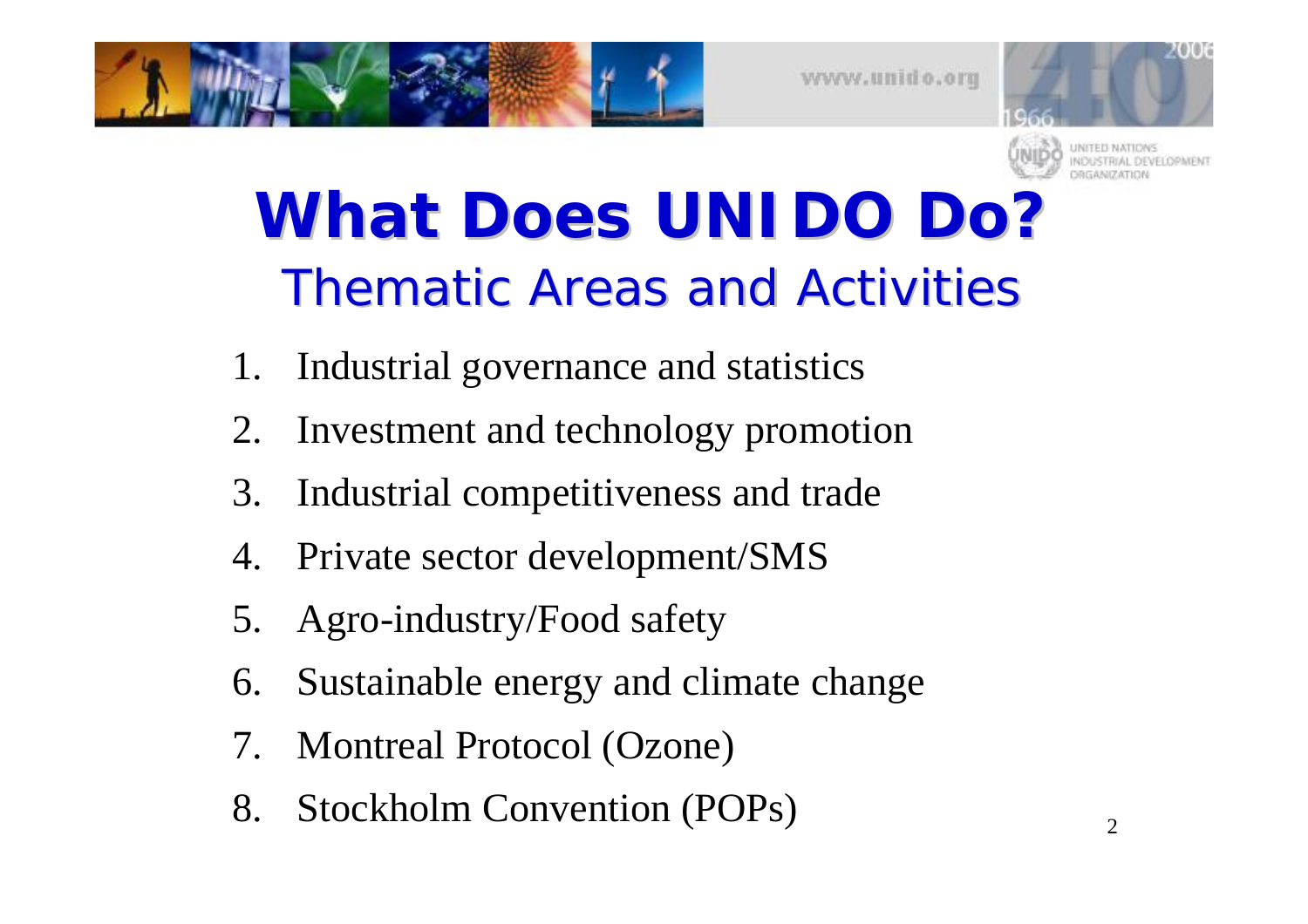# What Does UNIDO Do?

## Thematic Areas and Activities

1. Industrial governance and statistics
2. Investment and technology promotion
3. Industrial competitiveness and trade
4. Private sector development/SMS
5. Agro-industry/Food safety
6. Sustainable energy and climate change
7. Montreal Protocol (Ozone)
8. Stockholm Convention (POPs)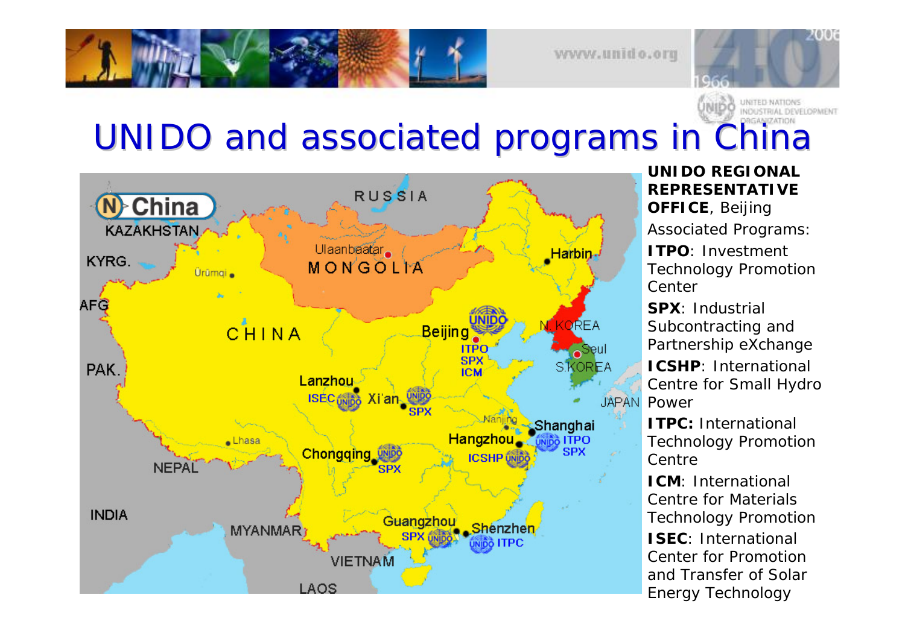# UNIDO and associated programs in China

**UNIDO REGIONAL REPRESENTATIVE OFFICE**, Beijing

Associated Programs:

**ITPO**: Investment Technology Promotion Center

**SPX**: Industrial Subcontracting and Partnership eXchange

**ICSHP**: International Centre for Small Hydro Power

**ITPC:** International Technology Promotion Centre

**ICM**: International Centre for Materials Technology Promotion

**ISEC**: International Center for Promotion and Transfer of Solar Energy Technology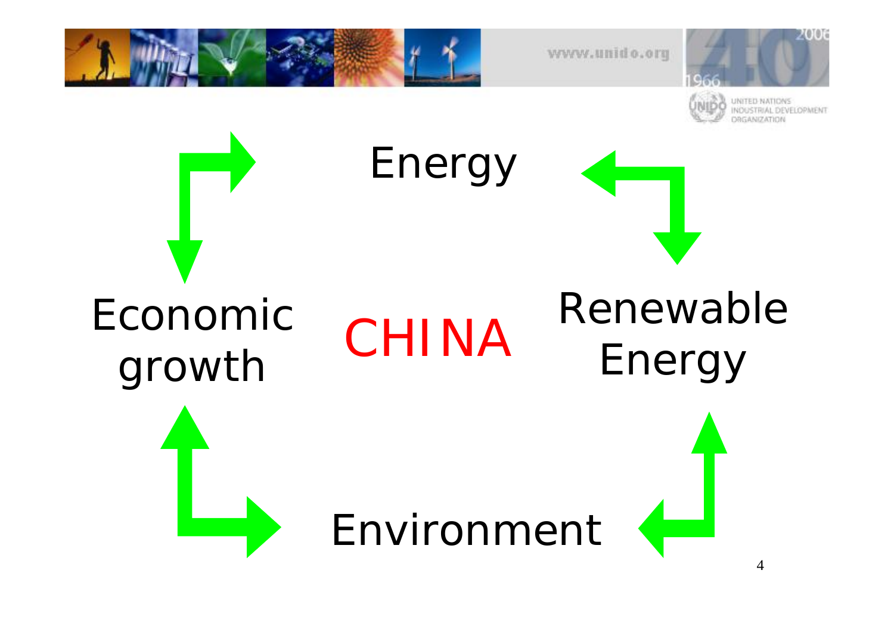Energy

Economic growth

CHINA

Renewable Energy

Environment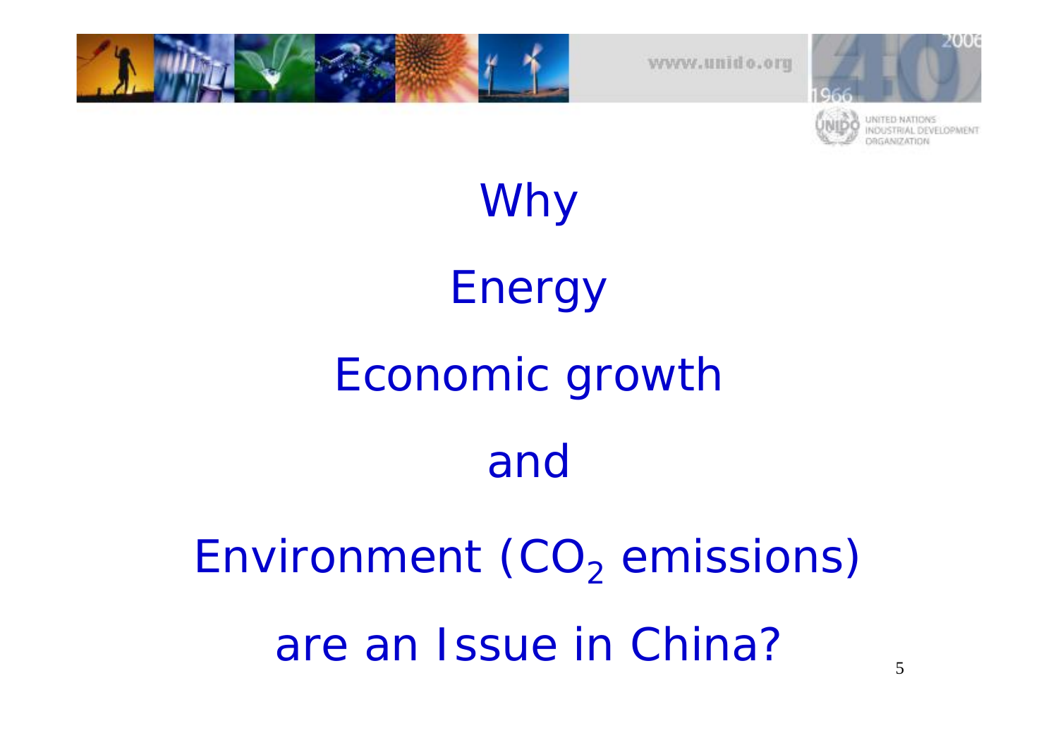# Why

# Energy

# Economic growth

# and

# Environment ($CO_2$ emissions)

# are an Issue in China?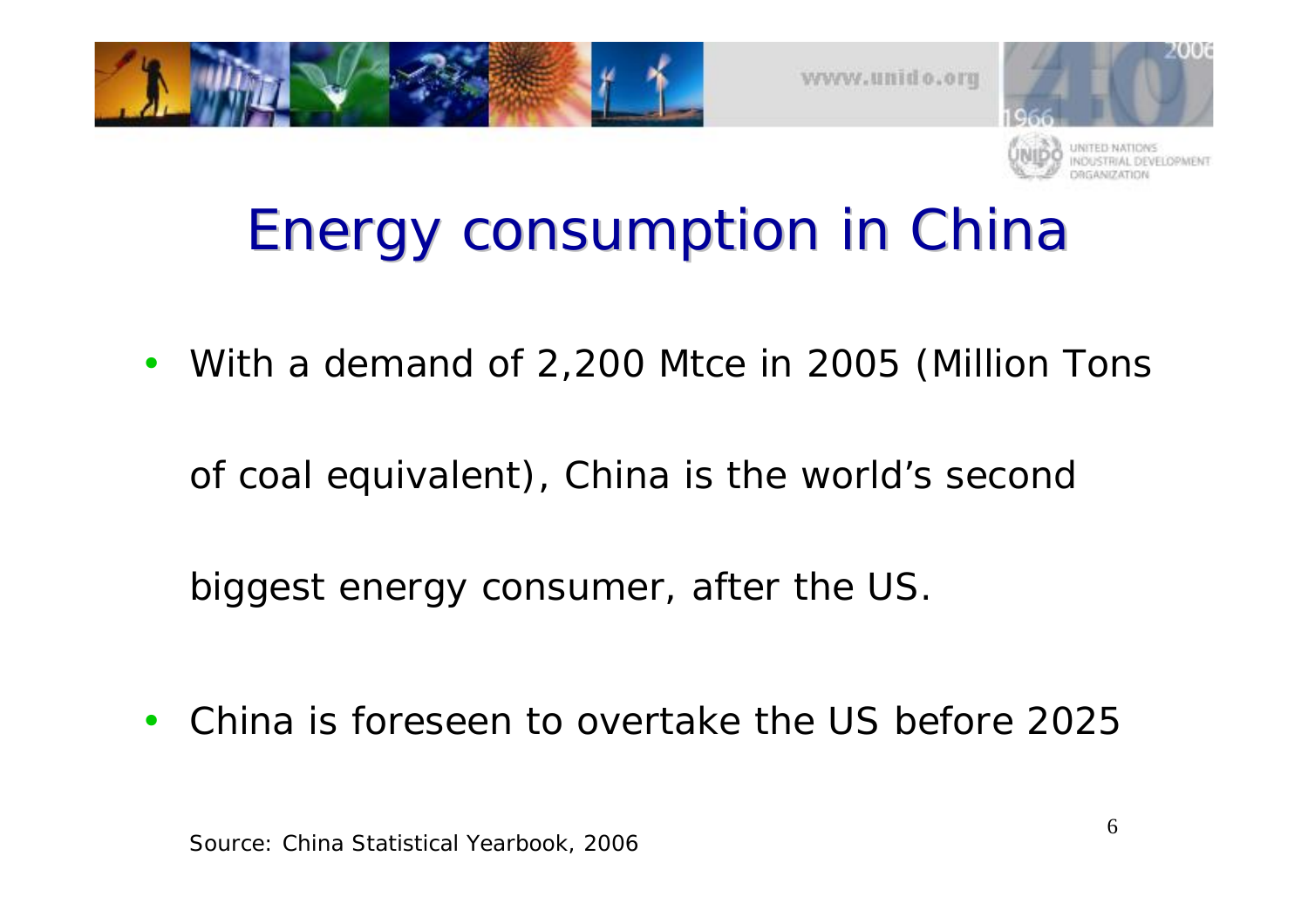# Energy consumption in China

- With a demand of 2,200 Mtce in 2005 (Million Tons of coal equivalent), China is the world's second biggest energy consumer, after the US.
- China is foreseen to overtake the US before 2025

*Source: China Statistical Yearbook, 2006*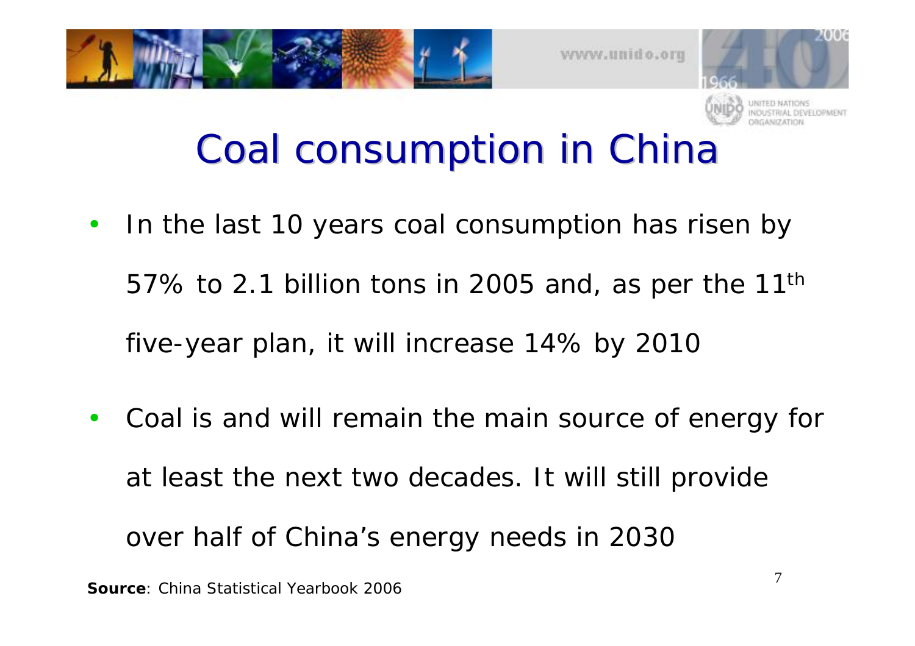# Coal consumption in China

- In the last 10 years coal consumption has risen by 57% to 2.1 billion tons in 2005 and, as per the 11th five-year plan, it will increase 14% by 2010
- Coal is and will remain the main source of energy for at least the next two decades. It will still provide over half of China's energy needs in 2030

**Source**: China Statistical Yearbook 2006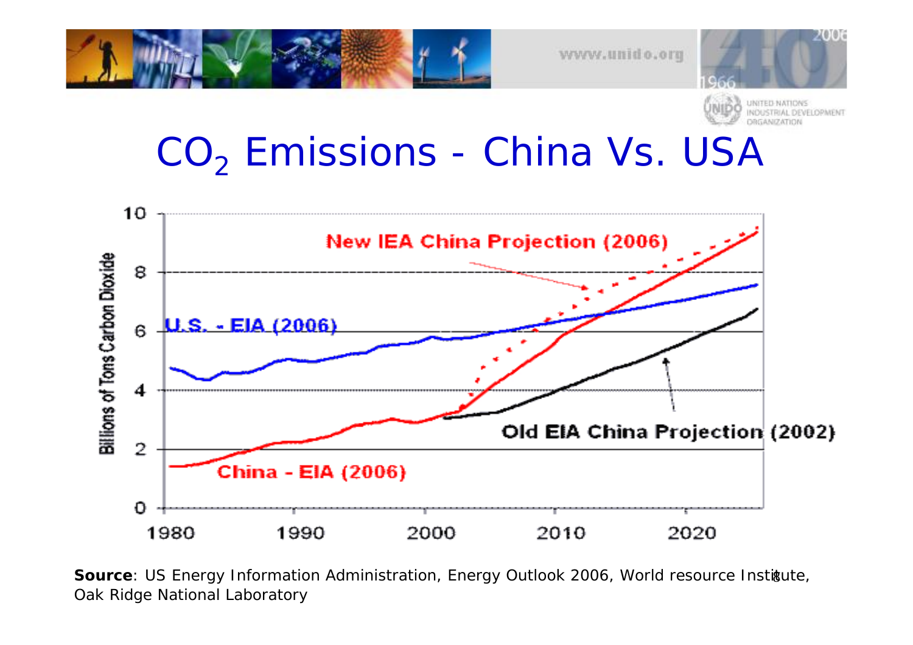# $CO_2$ Emissions - China Vs. USA

**Source**: US Energy Information Administration, Energy Outlook 2006, World resource Institute, Oak Ridge National Laboratory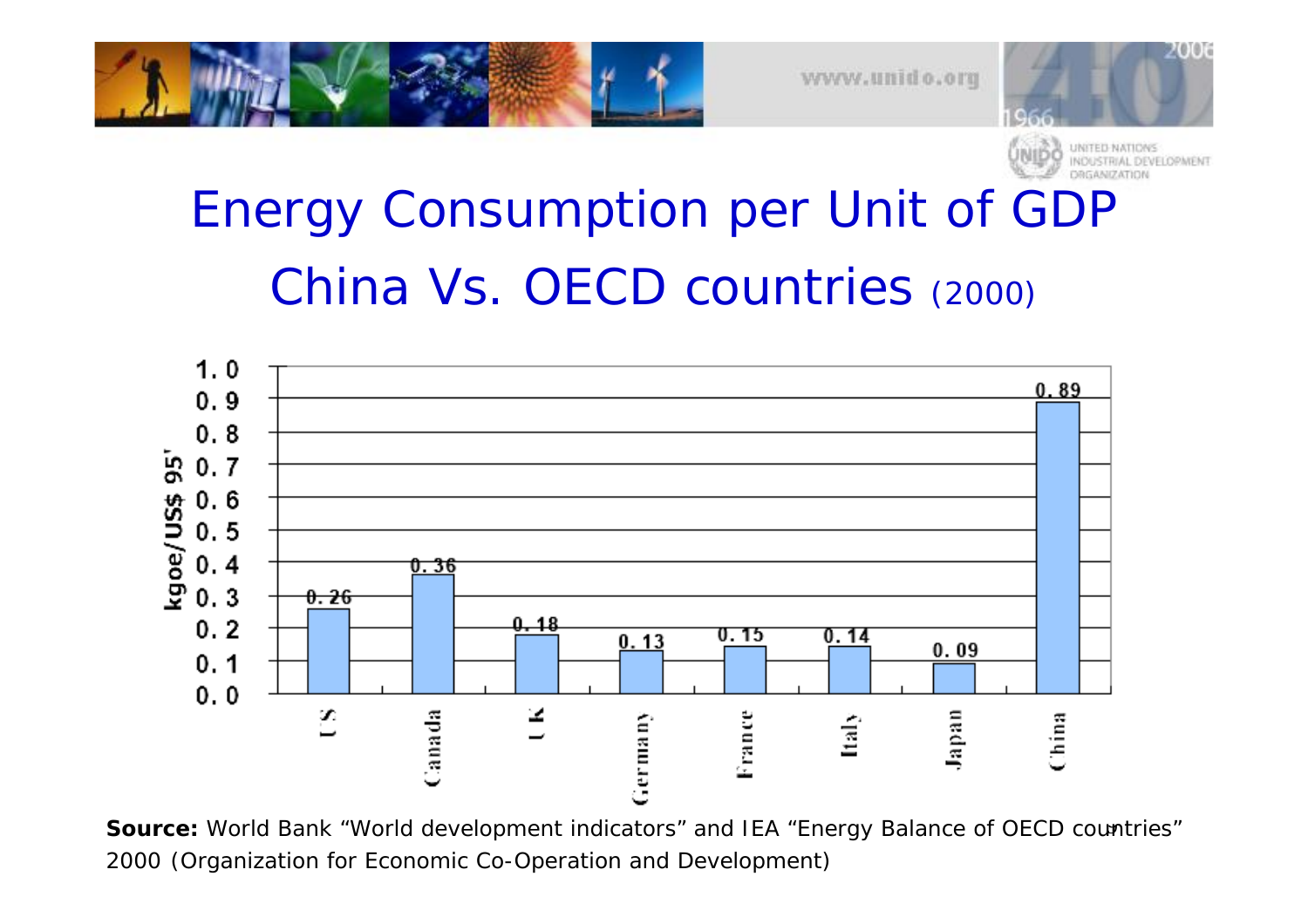# Energy Consumption per Unit of GDP China Vs. OECD countries (2000)

| Country | kgoe/US$ 95' |
|---|---|
| US | 0.26 |
| Canada | 0.36 |
| UK | 0.18 |
| Germany | 0.13 |
| France | 0.15 |
| Italy | 0.14 |
| Japan | 0.09 |
| China | 0.89 |

**Source:** World Bank "World development indicators" and IEA "Energy Balance of OECD countries" 2000 (Organization for Economic Co-Operation and Development)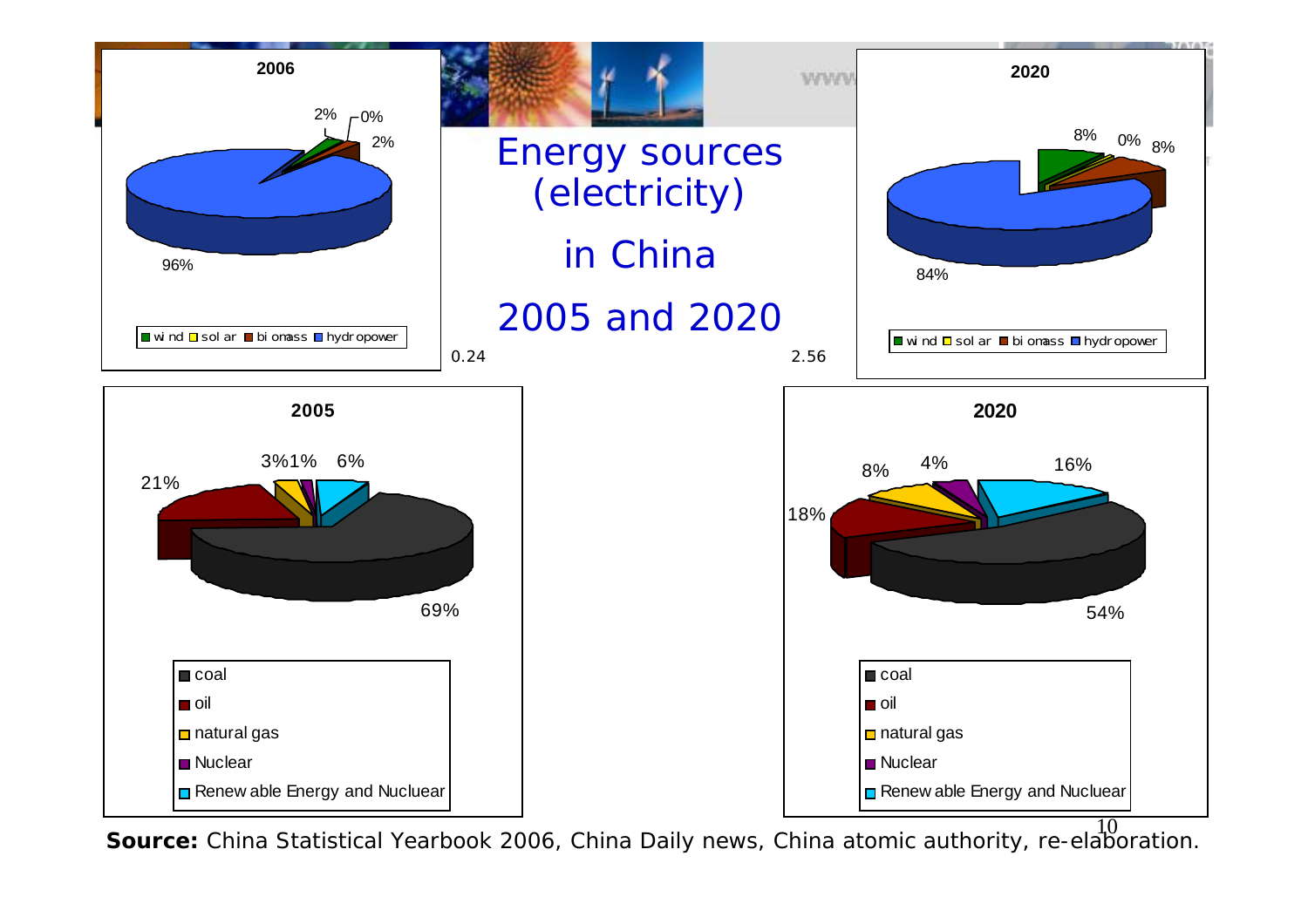# Energy sources (electricity) in China 2005 and 2020

**2006**

- wind: 2%
- solar: 0%
- biomass: 2%
- hydropower: 96%

0.24

**2020**

- wind: 8%
- solar: 0%
- biomass: 8%
- hydropower: 84%

2.56

**2005**

- coal: 69%
- oil: 21%
- natural gas: 3%
- Nuclear: 1%
- Renewable Energy and Nuclear: 6%

**2020**

- coal: 54%
- oil: 18%
- natural gas: 8%
- Nuclear: 4%
- Renewable Energy and Nuclear: 16%

**Source:** China Statistical Yearbook 2006, China Daily news, China atomic authority, re-elaboration.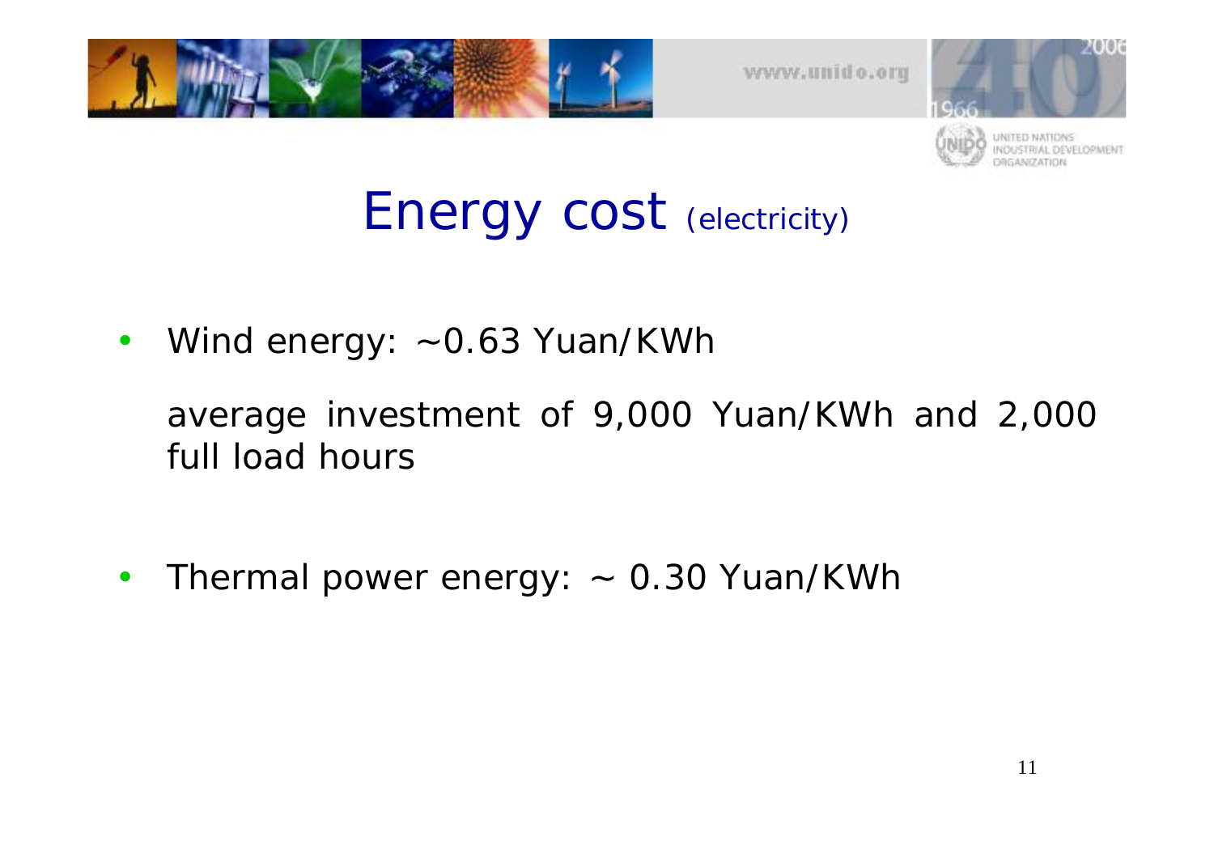# Energy cost (electricity)

- Wind energy: ~0.63 Yuan/KWh

  average investment of 9,000 Yuan/KWh and 2,000 full load hours

- Thermal power energy: ~ 0.30 Yuan/KWh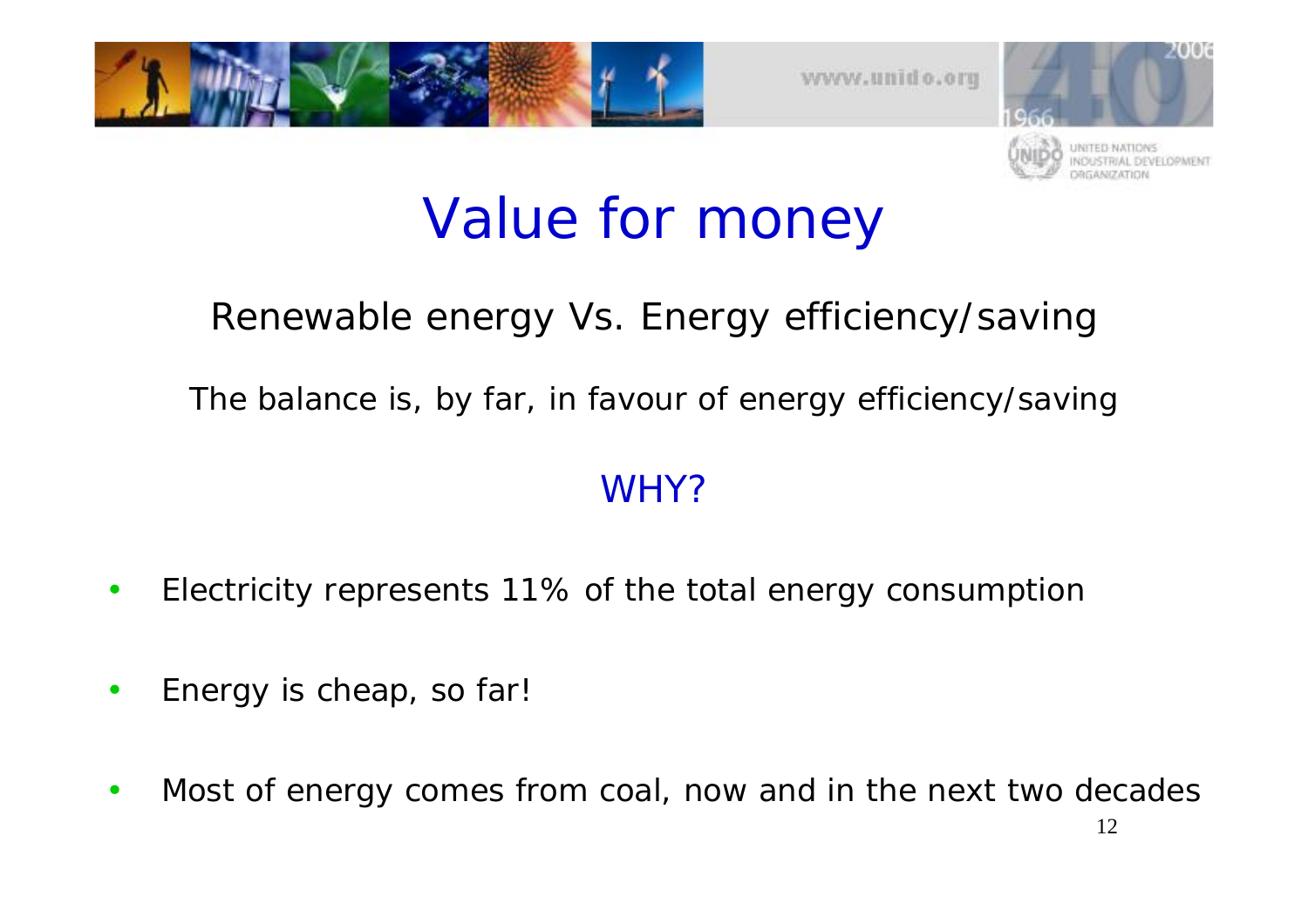# Value for money

## Renewable energy Vs. Energy efficiency/saving

The balance is, by far, in favour of energy efficiency/saving

### WHY?

- Electricity represents 11% of the total energy consumption
- Energy is cheap, so far!
- Most of energy comes from coal, now and in the next two decades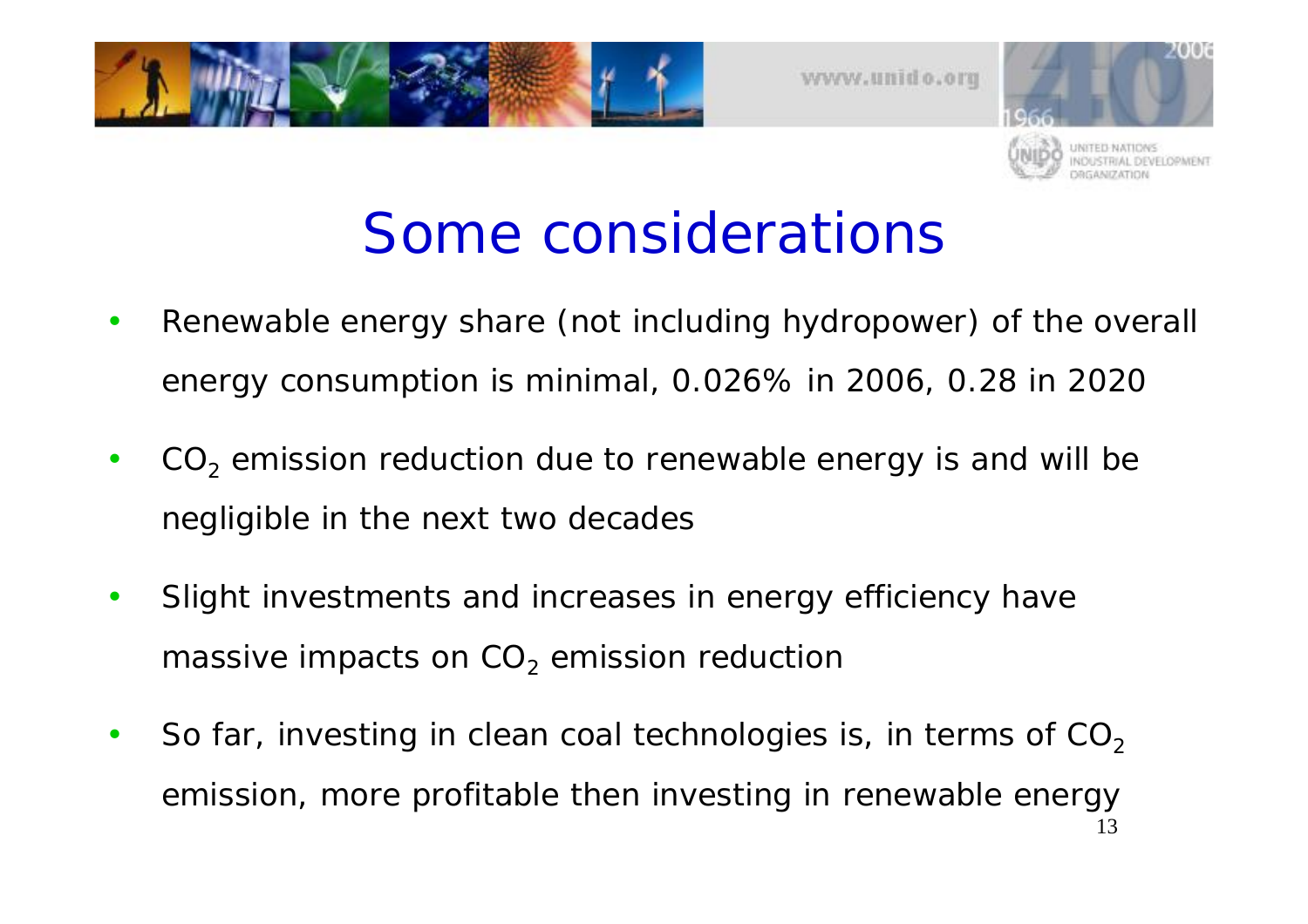# Some considerations

- Renewable energy share (not including hydropower) of the overall energy consumption is minimal, 0.026% in 2006, 0.28 in 2020
- $CO_2$ emission reduction due to renewable energy is and will be negligible in the next two decades
- Slight investments and increases in energy efficiency have massive impacts on $CO_2$ emission reduction
- So far, investing in clean coal technologies is, in terms of $CO_2$ emission, more profitable then investing in renewable energy